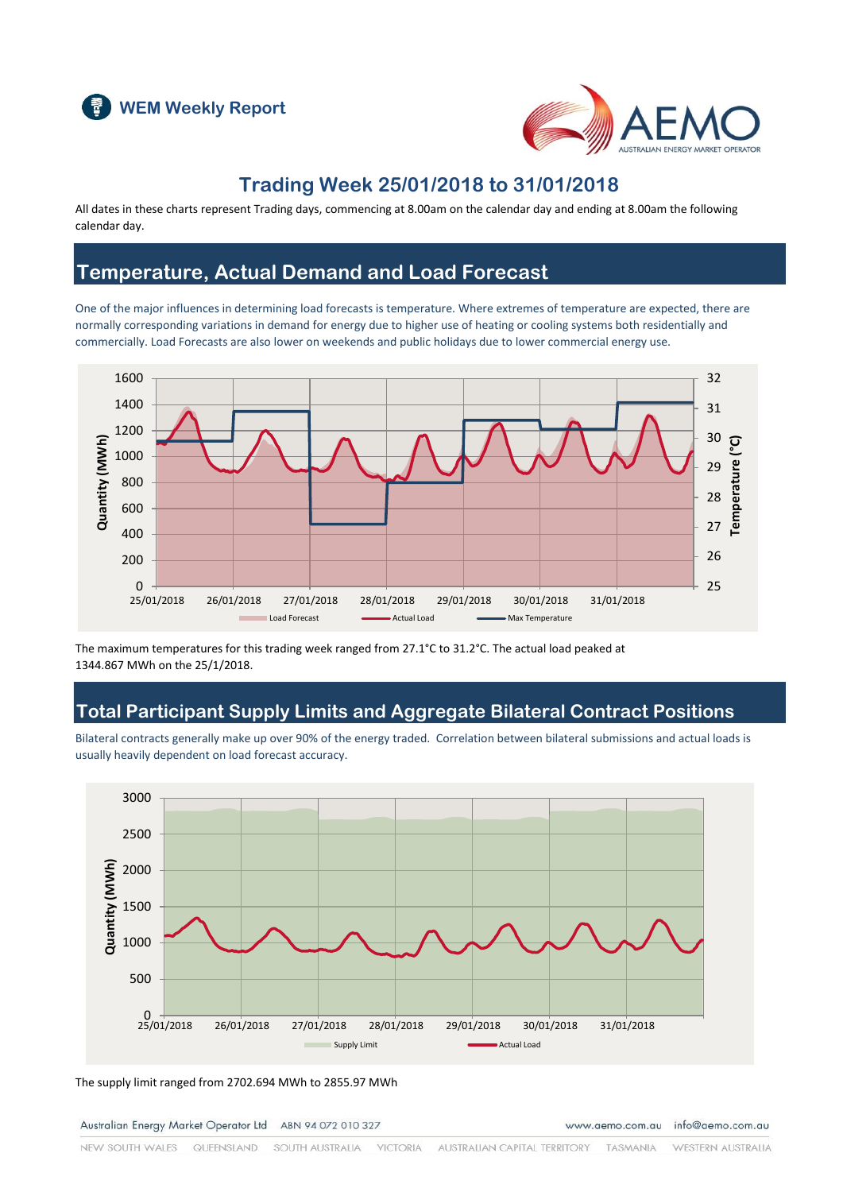WEM Weekly Report

## Trading Week 25/01/2018 to 31/01/2018

All dates in these charts represent Trading days, commencing at 8.00am on the calendar day and ending at 8.00am the following calendar day.

## Temperature, Actual Demand and Load Forecast

One of the major influences in determining load forecasts is temperature. Where extremes of temperature are expected, there are normally corresponding variations in demand for energy due to higher use of heating or cooling systems both residentially and commercially. Load Forecasts are also lower on weekends and public holidays due to lower commercial energy use.

The maximum temperatures for this trading week ranged from 27.1°C to 31.2°C. The actual load peaked at 1344.867 MWh on the 25/1/2018.

## Total Participant Supply Limits and Aggregate Bilateral Contract Positions

Bilateral contracts generally make up over 90% of the energy traded. Correlation between bilateral submissions and actual loads is usually heavily dependent on load forecast accuracy.

The supply limit ranged from 2702.694 MWh to 2855.97 MWh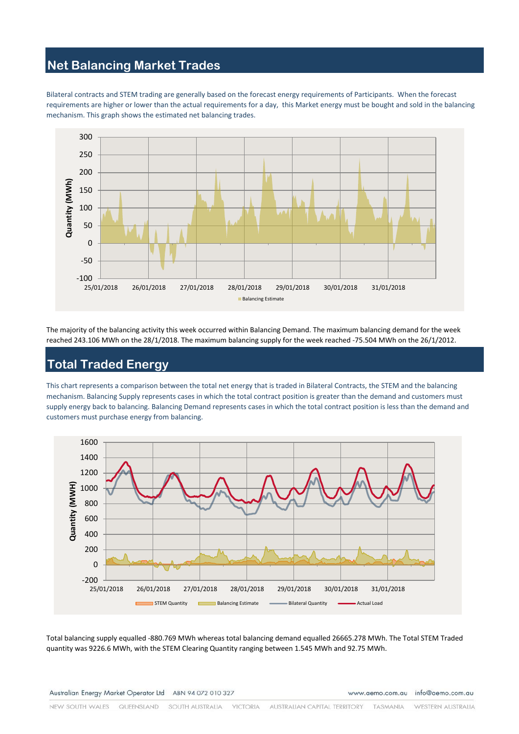## Net Balancing Market Trades

Bilateral contracts and STEM trading are generally based on the forecast energy requirements of Participants. When the forecast requirements are higher or lower than the actual requirements for a day, this Market energy must be bought and sold in the balancing mechanism. This graph shows the estimated net balancing trades.

The majority of the balancing activity this week occurred within Balancing Demand. The maximum balancing demand for the week reached 243.106 MWh on the 28/1/2018. The maximum balancing supply for the week reached -75.504 MWh on the 26/1/2012.

## Total Traded Energy

This chart represents a comparison between the total net energy that is traded in Bilateral Contracts, the STEM and the balancing mechanism. Balancing Supply represents cases in which the total contract position is greater than the demand and customers must supply energy back to balancing. Balancing Demand represents cases in which the total contract position is less than the demand and customers must purchase energy from balancing.

Total balancing supply equalled -880.769 MWh whereas total balancing demand equalled 26665.278 MWh. The Total STEM Traded quantity was 9226.6 MWh, with the STEM Clearing Quantity ranging between 1.545 MWh and 92.75 MWh.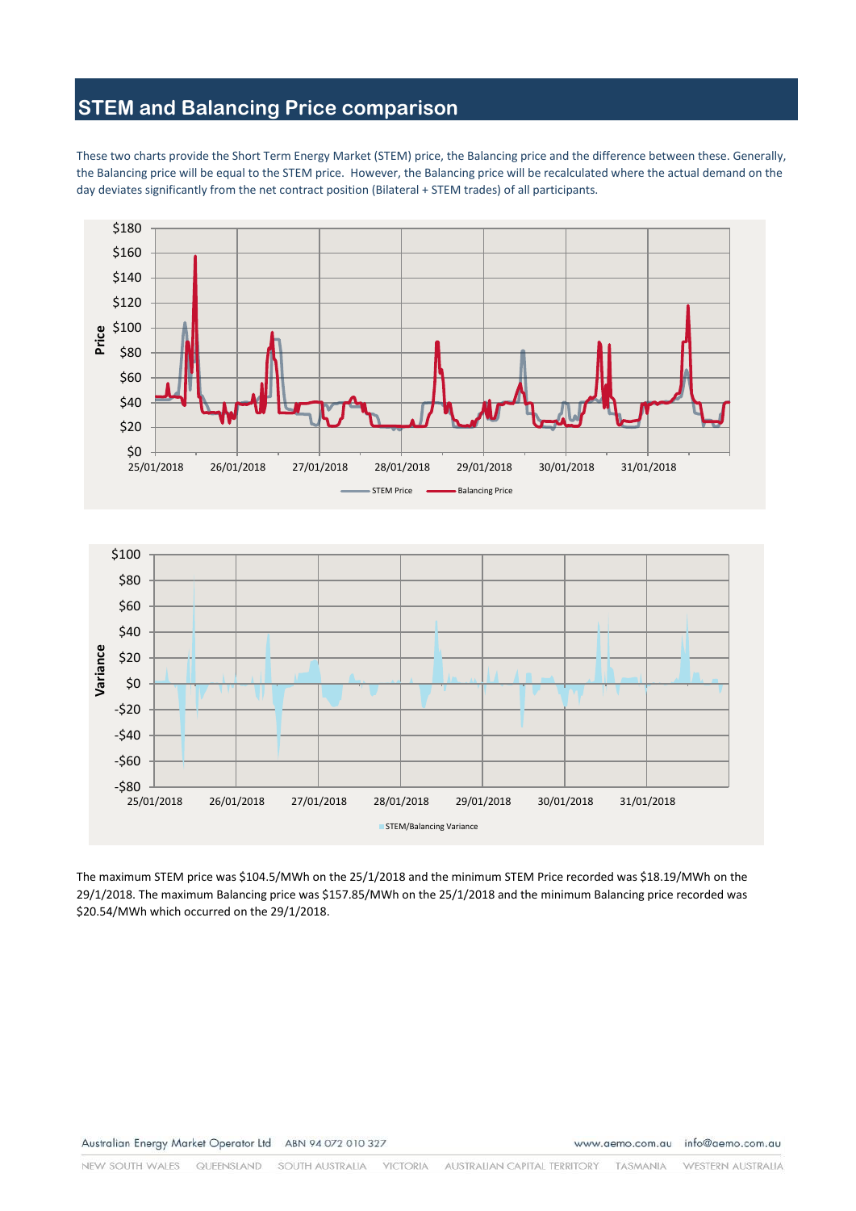## STEM and Balancing Price comparison

These two charts provide the Short Term Energy Market (STEM) price, the Balancing price and the difference between these. Generally, the Balancing price will be equal to the STEM price. However, the Balancing price will be recalculated where the actual demand on the day deviates significantly from the net contract position (Bilateral + STEM trades) of all participants.

Price

$180
$160
$140
$120
$100
$80
$60
$40
$20
$0

25/01/2018 26/01/2018 27/01/2018 28/01/2018 29/01/2018 30/01/2018 31/01/2018

STEM Price Balancing Price

Variance

$100
$80
$60
$40
$20
$0
-$20
-$40
-$60
-$80

25/01/2018 26/01/2018 27/01/2018 28/01/2018 29/01/2018 30/01/2018 31/01/2018

STEM/Balancing Variance

The maximum STEM price was $104.5/MWh on the 25/1/2018 and the minimum STEM Price recorded was $18.19/MWh on the 29/1/2018. The maximum Balancing price was $157.85/MWh on the 25/1/2018 and the minimum Balancing price recorded was $20.54/MWh which occurred on the 29/1/2018.